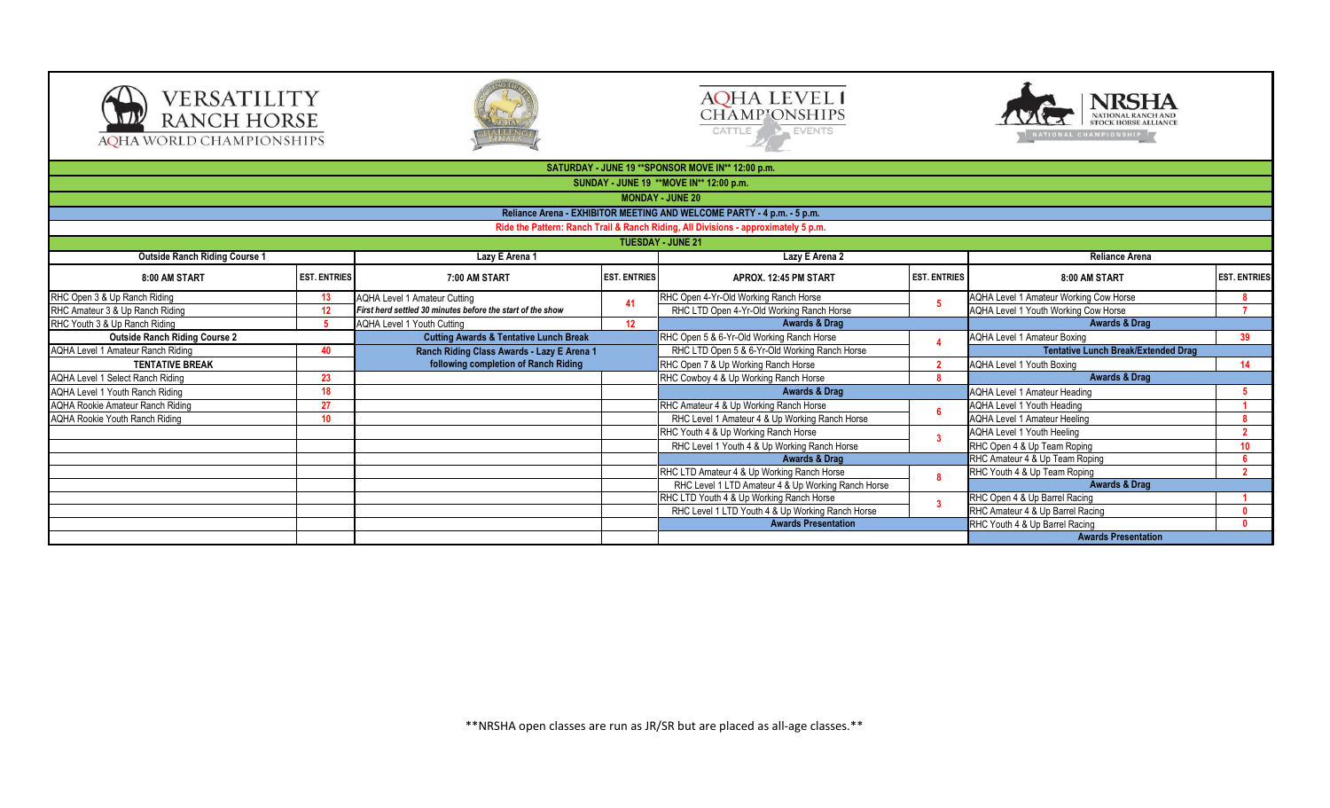VERSATILITY RANCH HORSE AQHA WORLD CHAMPIONSHIPS

AQHA LEVEL 1 CHAMPIONSHIPS CATTLE EVENTS

NRSHA NATIONAL RANCH AND STOCK HORSE ALLIANCE NATIONAL CHAMPIONSHIP

**SATURDAY - JUNE 19 **SPONSOR MOVE IN** 12:00 p.m.**

**SUNDAY - JUNE 19 **MOVE IN** 12:00 p.m.**

**MONDAY - JUNE 20**

**Reliance Arena - EXHIBITOR MEETING AND WELCOME PARTY - 4 p.m. - 5 p.m.**

**Ride the Pattern: Ranch Trail & Ranch Riding, All Divisions - approximately 5 p.m.**

**TUESDAY - JUNE 21**

| Outside Ranch Riding Course 1 | | Lazy E Arena 1 | | Lazy E Arena 2 | | Reliance Arena | |
|---|---|---|---|---|---|---|---|
| **8:00 AM START** | **EST. ENTRIES** | **7:00 AM START** | **EST. ENTRIES** | **APROX. 12:45 PM START** | **EST. ENTRIES** | **8:00 AM START** | **EST. ENTRIES** |
| RHC Open 3 & Up Ranch Riding | 13 | AQHA Level 1 Amateur Cutting | 41 | RHC Open 4-Yr-Old Working Ranch Horse | 5 | AQHA Level 1 Amateur Working Cow Horse | 8 |
| RHC Amateur 3 & Up Ranch Riding | 12 | *First herd settled 30 minutes before the start of the show* | | RHC LTD Open 4-Yr-Old Working Ranch Horse | | AQHA Level 1 Youth Working Cow Horse | 7 |
| RHC Youth 3 & Up Ranch Riding | 5 | AQHA Level 1 Youth Cutting | 12 | **Awards & Drag** | | **Awards & Drag** | |
| **Outside Ranch Riding Course 2** | | **Cutting Awards & Tentative Lunch Break** | | RHC Open 5 & 6-Yr-Old Working Ranch Horse | 4 | AQHA Level 1 Amateur Boxing | 39 |
| AQHA Level 1 Amateur Ranch Riding | 40 | **Ranch Riding Class Awards - Lazy E Arena 1** | | RHC LTD Open 5 & 6-Yr-Old Working Ranch Horse | | **Tentative Lunch Break/Extended Drag** | |
| **TENTATIVE BREAK** | | **following completion of Ranch Riding** | | RHC Open 7 & Up Working Ranch Horse | 2 | AQHA Level 1 Youth Boxing | 14 |
| AQHA Level 1 Select Ranch Riding | 23 | | | RHC Cowboy 4 & Up Working Ranch Horse | 8 | **Awards & Drag** | |
| AQHA Level 1 Youth Ranch Riding | 18 | | | **Awards & Drag** | | AQHA Level 1 Amateur Heading | 5 |
| AQHA Rookie Amateur Ranch Riding | 27 | | | RHC Amateur 4 & Up Working Ranch Horse | 6 | AQHA Level 1 Youth Heading | 1 |
| AQHA Rookie Youth Ranch Riding | 10 | | | RHC Level 1 Amateur 4 & Up Working Ranch Horse | | AQHA Level 1 Amateur Heeling | 8 |
| | | | | RHC Youth 4 & Up Working Ranch Horse | 3 | AQHA Level 1 Youth Heeling | 2 |
| | | | | RHC Level 1 Youth 4 & Up Working Ranch Horse | | RHC Open 4 & Up Team Roping | 10 |
| | | | | **Awards & Drag** | | RHC Amateur 4 & Up Team Roping | 6 |
| | | | | RHC LTD Amateur 4 & Up Working Ranch Horse | 8 | RHC Youth 4 & Up Team Roping | 2 |
| | | | | RHC Level 1 LTD Amateur 4 & Up Working Ranch Horse | | **Awards & Drag** | |
| | | | | RHC LTD Youth 4 & Up Working Ranch Horse | 3 | RHC Open 4 & Up Barrel Racing | 1 |
| | | | | RHC Level 1 LTD Youth 4 & Up Working Ranch Horse | | RHC Amateur 4 & Up Barrel Racing | 0 |
| | | | | **Awards Presentation** | | RHC Youth 4 & Up Barrel Racing | 0 |
| | | | | | | **Awards Presentation** | |

**NRSHA open classes are run as JR/SR but are placed as all-age classes.**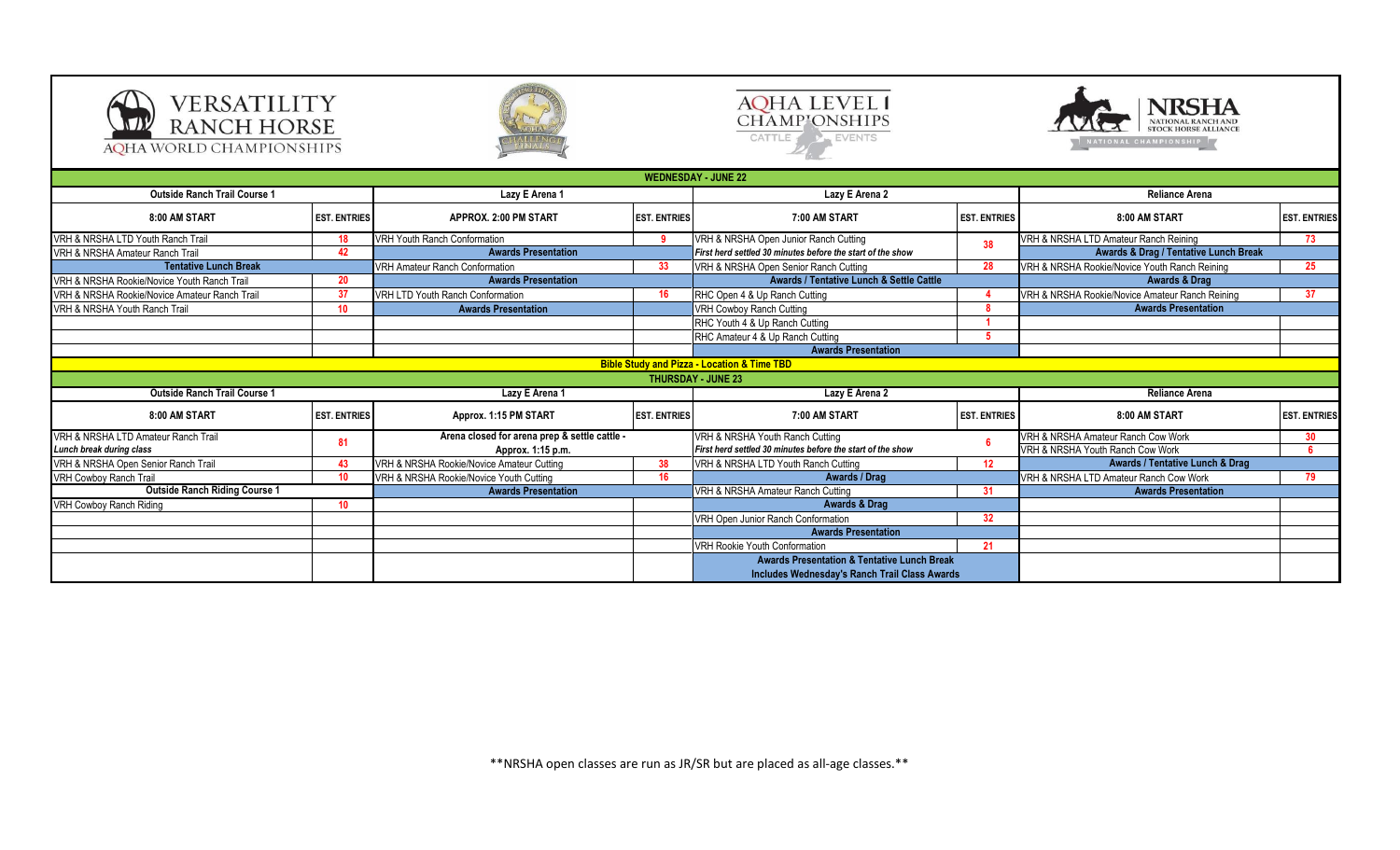VERSATILITY RANCH HORSE AQHA WORLD CHAMPIONSHIPS | AQHA LEVEL 1 CHAMPIONSHIPS CATTLE EVENTS | NRSHA NATIONAL RANCH AND STOCK HORSE ALLIANCE NATIONAL CHAMPIONSHIP

## WEDNESDAY - JUNE 22

| Outside Ranch Trail Course 1 | | Lazy E Arena 1 | | Lazy E Arena 2 | | Reliance Arena | |
|---|---|---|---|---|---|---|---|
| **8:00 AM START** | **EST. ENTRIES** | **APPROX. 2:00 PM START** | **EST. ENTRIES** | **7:00 AM START** | **EST. ENTRIES** | **8:00 AM START** | **EST. ENTRIES** |
| VRH & NRSHA LTD Youth Ranch Trail | 18 | VRH Youth Ranch Conformation | 9 | VRH & NRSHA Open Junior Ranch Cutting | 38 | VRH & NRSHA LTD Amateur Ranch Reining | 73 |
| VRH & NRSHA Amateur Ranch Trail | 42 | **Awards Presentation** | | *First herd settled 30 minutes before the start of the show* | | **Awards & Drag / Tentative Lunch Break** | |
| **Tentative Lunch Break** | | VRH Amateur Ranch Conformation | 33 | VRH & NRSHA Open Senior Ranch Cutting | 28 | VRH & NRSHA Rookie/Novice Youth Ranch Reining | 25 |
| VRH & NRSHA Rookie/Novice Youth Ranch Trail | 20 | **Awards Presentation** | | **Awards / Tentative Lunch & Settle Cattle** | | **Awards & Drag** | |
| VRH & NRSHA Rookie/Novice Amateur Ranch Trail | 37 | VRH LTD Youth Ranch Conformation | 16 | RHC Open 4 & Up Ranch Cutting | 4 | VRH & NRSHA Rookie/Novice Amateur Ranch Reining | 37 |
| VRH & NRSHA Youth Ranch Trail | 10 | **Awards Presentation** | | VRH Cowboy Ranch Cutting | 8 | **Awards Presentation** | |
| | | | | RHC Youth 4 & Up Ranch Cutting | 1 | | |
| | | | | RHC Amateur 4 & Up Ranch Cutting | 5 | | |
| | | | | **Awards Presentation** | | | |

**Bible Study and Pizza - Location & Time TBD**

## THURSDAY - JUNE 23

| Outside Ranch Trail Course 1 | | Lazy E Arena 1 | | Lazy E Arena 2 | | Reliance Arena | |
|---|---|---|---|---|---|---|---|
| **8:00 AM START** | **EST. ENTRIES** | **Approx. 1:15 PM START** | **EST. ENTRIES** | **7:00 AM START** | **EST. ENTRIES** | **8:00 AM START** | **EST. ENTRIES** |
| VRH & NRSHA LTD Amateur Ranch Trail *Lunch break during class* | 81 | **Arena closed for arena prep & settle cattle - Approx. 1:15 p.m.** | | VRH & NRSHA Youth Ranch Cutting *First herd settled 30 minutes before the start of the show* | 6 | VRH & NRSHA Amateur Ranch Cow Work | 30 |
| | | | | | | VRH & NRSHA Youth Ranch Cow Work | 6 |
| VRH & NRSHA Open Senior Ranch Trail | 43 | VRH & NRSHA Rookie/Novice Amateur Cutting | 38 | VRH & NRSHA LTD Youth Ranch Cutting | 12 | **Awards / Tentative Lunch & Drag** | |
| VRH Cowboy Ranch Trail | 10 | VRH & NRSHA Rookie/Novice Youth Cutting | 16 | **Awards / Drag** | | VRH & NRSHA LTD Amateur Ranch Cow Work | 79 |
| **Outside Ranch Riding Course 1** | | **Awards Presentation** | | VRH & NRSHA Amateur Ranch Cutting | 31 | **Awards Presentation** | |
| VRH Cowboy Ranch Riding | 10 | | | **Awards & Drag** | | | |
| | | | | VRH Open Junior Ranch Conformation | 32 | | |
| | | | | **Awards Presentation** | | | |
| | | | | VRH Rookie Youth Conformation | 21 | | |
| | | | | **Awards Presentation & Tentative Lunch Break Includes Wednesday's Ranch Trail Class Awards** | | | |

**NRSHA open classes are run as JR/SR but are placed as all-age classes.**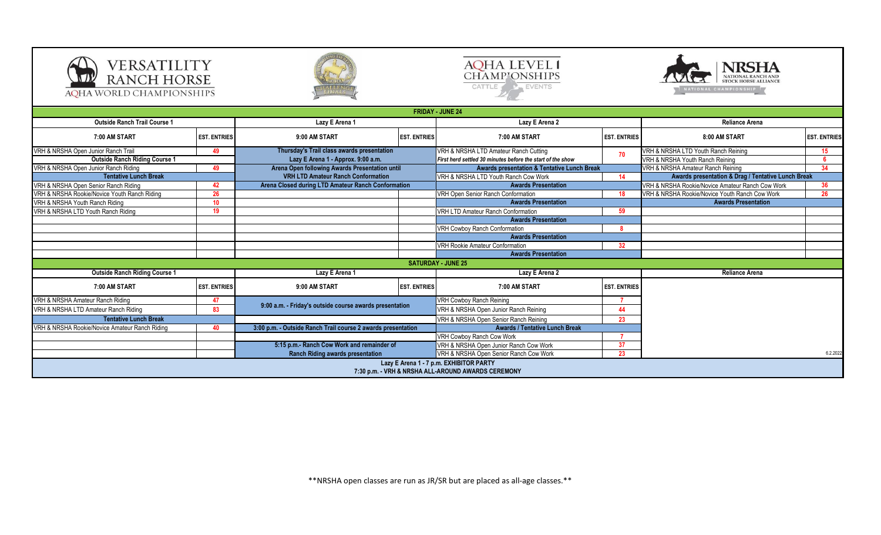VERSATILITY RANCH HORSE AQHA WORLD CHAMPIONSHIPS | AQHA LEVEL I CHAMPIONSHIPS CATTLE EVENTS | NRSHA NATIONAL RANCH AND STOCK HORSE ALLIANCE NATIONAL CHAMPIONSHIP

## FRIDAY - JUNE 24

| Outside Ranch Trail Course 1 | | Lazy E Arena 1 | | Lazy E Arena 2 | | Reliance Arena | |
|---|---|---|---|---|---|---|---|
| **7:00 AM START** | **EST. ENTRIES** | **9:00 AM START** | **EST. ENTRIES** | **7:00 AM START** | **EST. ENTRIES** | **8:00 AM START** | **EST. ENTRIES** |
| VRH & NRSHA Open Junior Ranch Trail | 49 | **Thursday's Trail class awards presentation** | | VRH & NRSHA LTD Amateur Ranch Cutting | 70 | VRH & NRSHA LTD Youth Ranch Reining | 15 |
| **Outside Ranch Riding Course 1** | | **Lazy E Arena 1 - Approx. 9:00 a.m.** | | *First herd settled 30 minutes before the start of the show* | | VRH & NRSHA Youth Ranch Reining | 6 |
| VRH & NRSHA Open Junior Ranch Riding | 49 | **Arena Open following Awards Presentation until** | | **Awards presentation & Tentative Lunch Break** | | VRH & NRSHA Amateur Ranch Reining | 34 |
| **Tentative Lunch Break** | | **VRH LTD Amateur Ranch Conformation** | | VRH & NRSHA LTD Youth Ranch Cow Work | 14 | **Awards presentation & Drag / Tentative Lunch Break** | |
| VRH & NRSHA Open Senior Ranch Riding | 42 | **Arena Closed during LTD Amateur Ranch Conformation** | | **Awards Presentation** | | VRH & NRSHA Rookie/Novice Amateur Ranch Cow Work | 36 |
| VRH & NRSHA Rookie/Novice Youth Ranch Riding | 26 | | | VRH Open Senior Ranch Conformation | 18 | VRH & NRSHA Rookie/Novice Youth Ranch Cow Work | 26 |
| VRH & NRSHA Youth Ranch Riding | 10 | | | **Awards Presentation** | | **Awards Presentation** | |
| VRH & NRSHA LTD Youth Ranch Riding | 19 | | | VRH LTD Amateur Ranch Conformation | 59 | | |
| | | | | **Awards Presentation** | | | |
| | | | | VRH Cowboy Ranch Conformation | 8 | | |
| | | | | **Awards Presentation** | | | |
| | | | | VRH Rookie Amateur Conformation | 32 | | |
| | | | | **Awards Presentation** | | | |

## SATURDAY - JUNE 25

| Outside Ranch Riding Course 1 | | Lazy E Arena 1 | | Lazy E Arena 2 | | Reliance Arena |
|---|---|---|---|---|---|---|
| **7:00 AM START** | **EST. ENTRIES** | **9:00 AM START** | **EST. ENTRIES** | **7:00 AM START** | **EST. ENTRIES** | |
| VRH & NRSHA Amateur Ranch Riding | 47 | **9:00 a.m. - Friday's outside course awards presentation** | | VRH Cowboy Ranch Reining | 7 | |
| VRH & NRSHA LTD Amateur Ranch Riding | 83 | | | VRH & NRSHA Open Junior Ranch Reining | 44 | |
| **Tentative Lunch Break** | | | | VRH & NRSHA Open Senior Ranch Reining | 23 | |
| VRH & NRSHA Rookie/Novice Amateur Ranch Riding | 40 | **3:00 p.m. - Outside Ranch Trail course 2 awards presentation** | | **Awards / Tentative Lunch Break** | | |
| | | | | VRH Cowboy Ranch Cow Work | 7 | |
| | | **5:15 p.m.- Ranch Cow Work and remainder of** | | VRH & NRSHA Open Junior Ranch Cow Work | 37 | |
| | | **Ranch Riding awards presentation** | | VRH & NRSHA Open Senior Ranch Cow Work | 23 | 6.2.2022 |

**Lazy E Arena 1 - 7 p.m. EXHIBITOR PARTY**
**7:30 p.m. - VRH & NRSHA ALL-AROUND AWARDS CEREMONY**

**NRSHA open classes are run as JR/SR but are placed as all-age classes.**